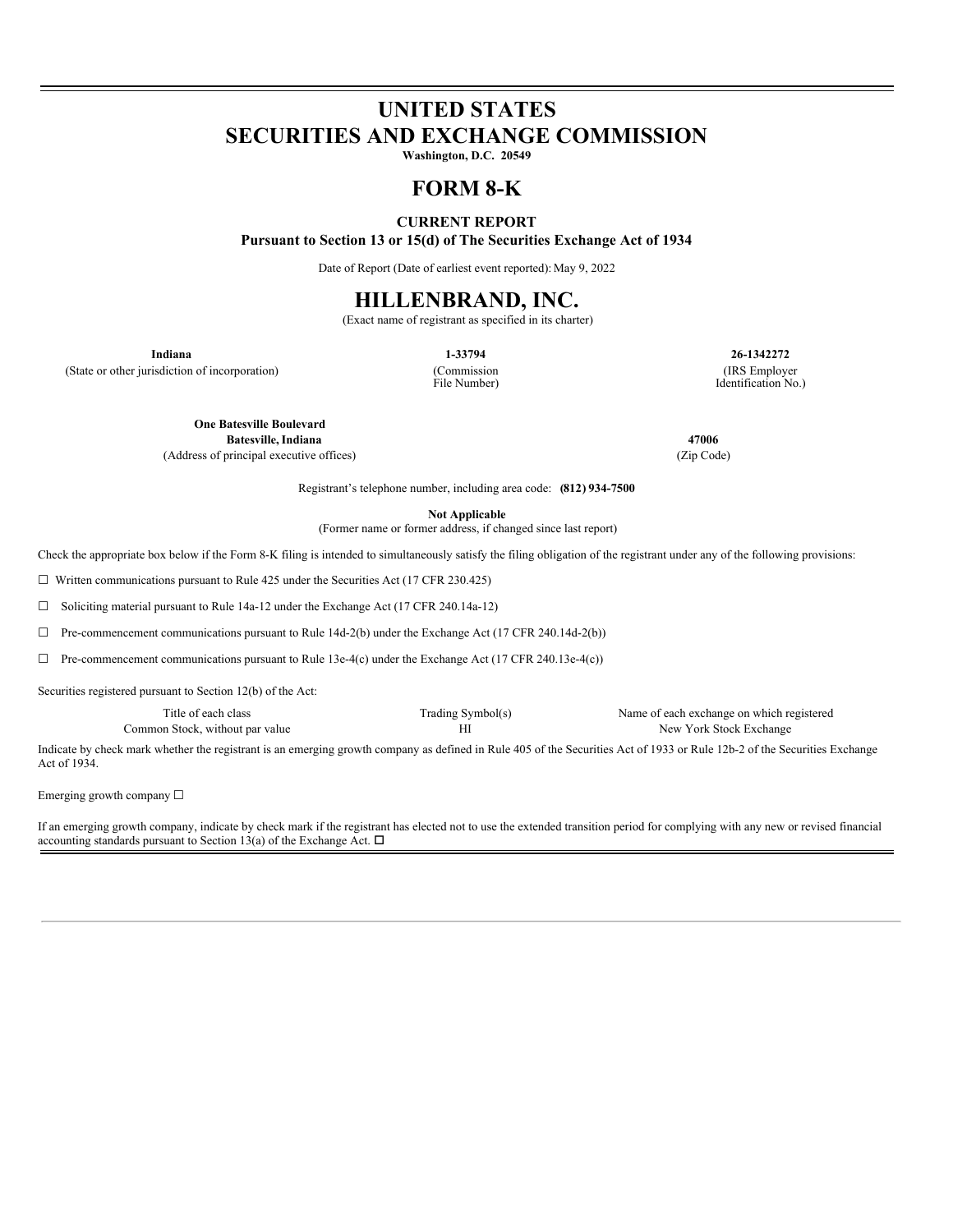# UNITED STATES
# SECURITIES AND EXCHANGE COMMISSION

**Washington, D.C. 20549**

# FORM 8-K

**CURRENT REPORT**

**Pursuant to Section 13 or 15(d) of The Securities Exchange Act of 1934**

Date of Report (Date of earliest event reported): May 9, 2022

# HILLENBRAND, INC.

(Exact name of registrant as specified in its charter)

| **Indiana** | **1-33794** | **26-1342272** |
|---|---|---|
| (State or other jurisdiction of incorporation) | (Commission File Number) | (IRS Employer Identification No.) |

| **One Batesville Boulevard Batesville, Indiana** | **47006** |
|---|---|
| (Address of principal executive offices) | (Zip Code) |

Registrant's telephone number, including area code: **(812) 934-7500**

**Not Applicable**

(Former name or former address, if changed since last report)

Check the appropriate box below if the Form 8-K filing is intended to simultaneously satisfy the filing obligation of the registrant under any of the following provisions:

☐ Written communications pursuant to Rule 425 under the Securities Act (17 CFR 230.425)

☐ Soliciting material pursuant to Rule 14a-12 under the Exchange Act (17 CFR 240.14a-12)

☐ Pre-commencement communications pursuant to Rule 14d-2(b) under the Exchange Act (17 CFR 240.14d-2(b))

☐ Pre-commencement communications pursuant to Rule 13e-4(c) under the Exchange Act (17 CFR 240.13e-4(c))

Securities registered pursuant to Section 12(b) of the Act:

| Title of each class | Trading Symbol(s) | Name of each exchange on which registered |
|---|---|---|
| Common Stock, without par value | HI | New York Stock Exchange |

Indicate by check mark whether the registrant is an emerging growth company as defined in Rule 405 of the Securities Act of 1933 or Rule 12b-2 of the Securities Exchange Act of 1934.

Emerging growth company ☐

If an emerging growth company, indicate by check mark if the registrant has elected not to use the extended transition period for complying with any new or revised financial accounting standards pursuant to Section 13(a) of the Exchange Act. ☐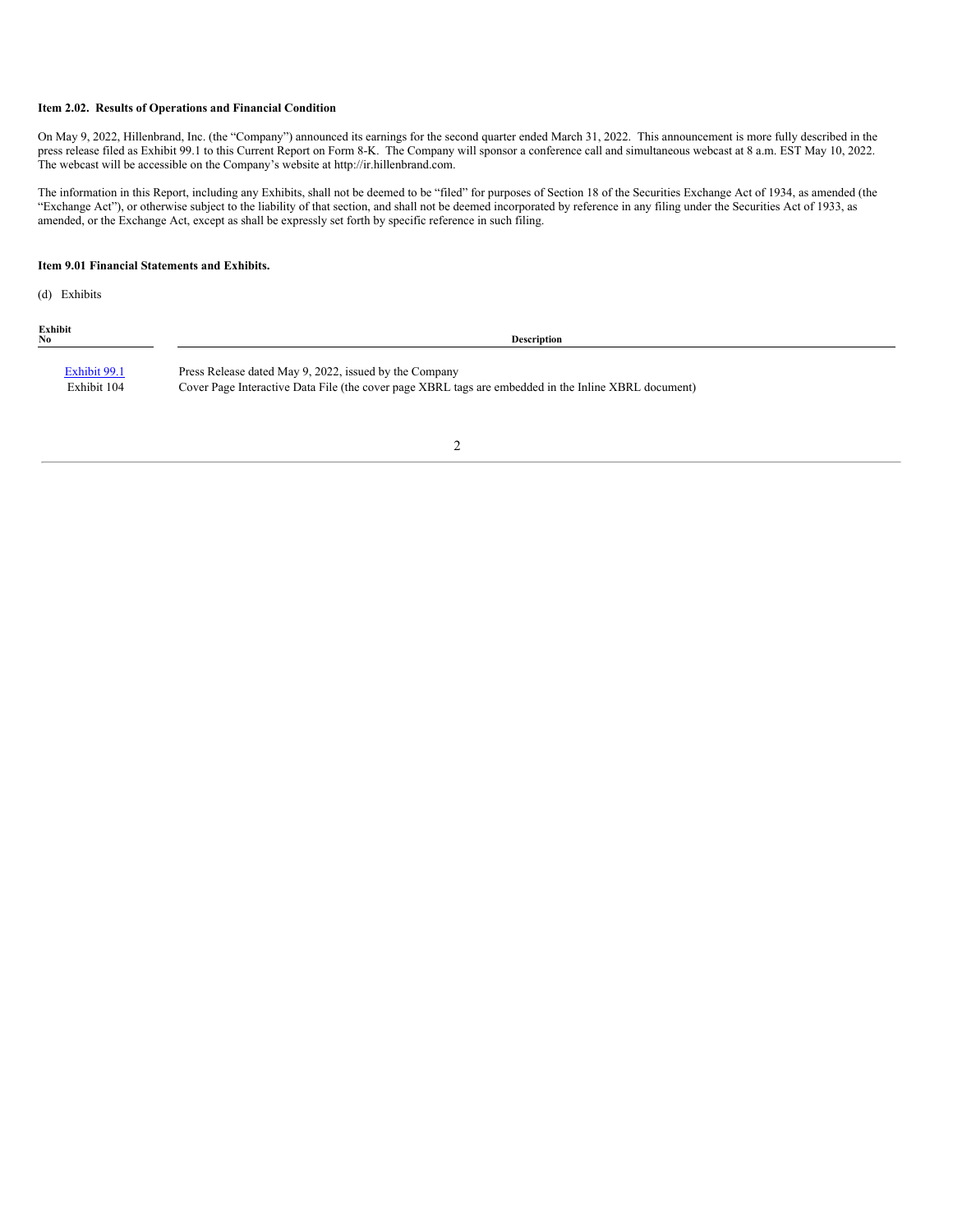**Item 2.02. Results of Operations and Financial Condition**

On May 9, 2022, Hillenbrand, Inc. (the "Company") announced its earnings for the second quarter ended March 31, 2022. This announcement is more fully described in the press release filed as Exhibit 99.1 to this Current Report on Form 8-K. The Company will sponsor a conference call and simultaneous webcast at 8 a.m. EST May 10, 2022. The webcast will be accessible on the Company's website at http://ir.hillenbrand.com.

The information in this Report, including any Exhibits, shall not be deemed to be "filed" for purposes of Section 18 of the Securities Exchange Act of 1934, as amended (the "Exchange Act"), or otherwise subject to the liability of that section, and shall not be deemed incorporated by reference in any filing under the Securities Act of 1933, as amended, or the Exchange Act, except as shall be expressly set forth by specific reference in such filing.

**Item 9.01 Financial Statements and Exhibits.**

(d) Exhibits

| Exhibit No | Description |
|---|---|
| Exhibit 99.1 | Press Release dated May 9, 2022, issued by the Company |
| Exhibit 104 | Cover Page Interactive Data File (the cover page XBRL tags are embedded in the Inline XBRL document) |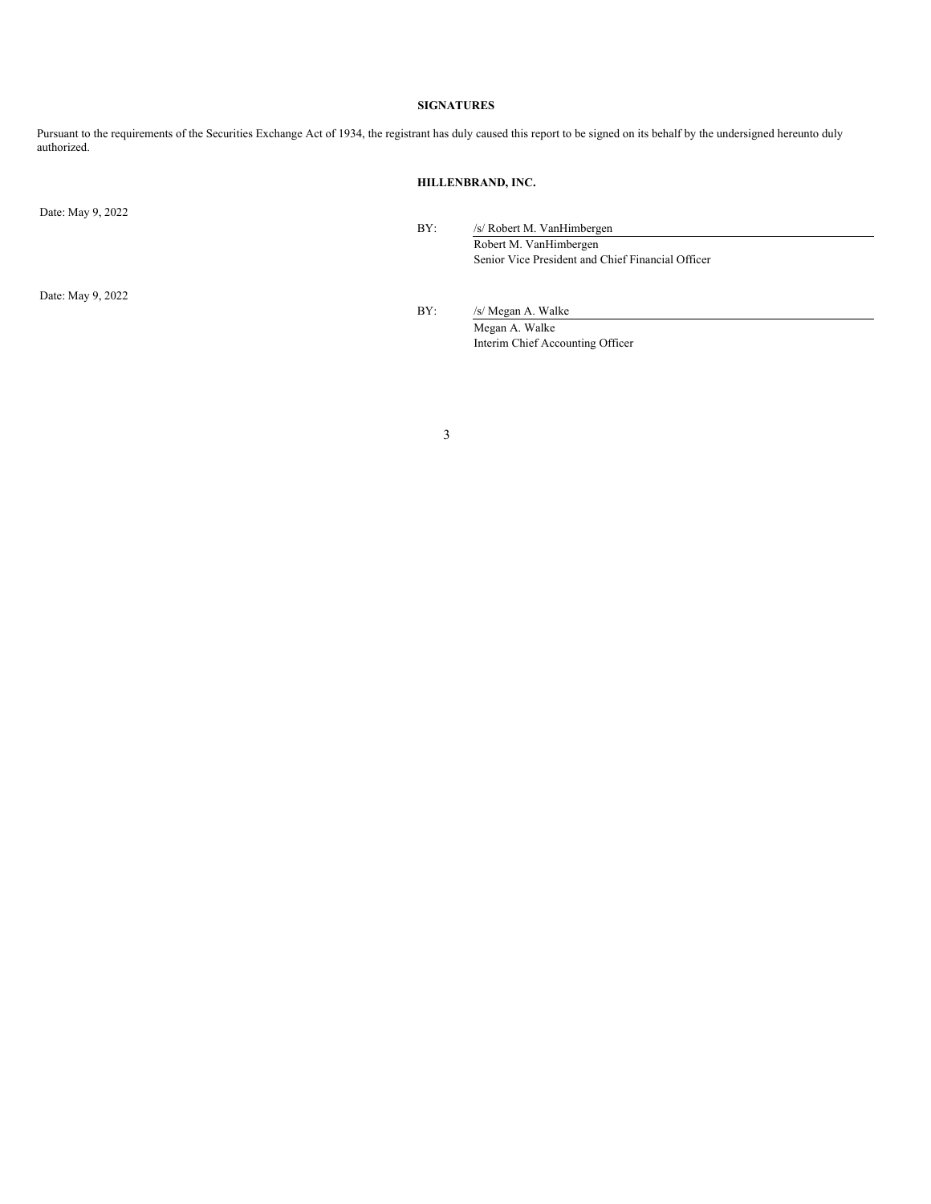**SIGNATURES**

Pursuant to the requirements of the Securities Exchange Act of 1934, the registrant has duly caused this report to be signed on its behalf by the undersigned hereunto duly authorized.

**HILLENBRAND, INC.**

Date: May 9, 2022

BY: /s/ Robert M. VanHimbergen

Robert M. VanHimbergen
Senior Vice President and Chief Financial Officer

Date: May 9, 2022

BY: /s/ Megan A. Walke

Megan A. Walke
Interim Chief Accounting Officer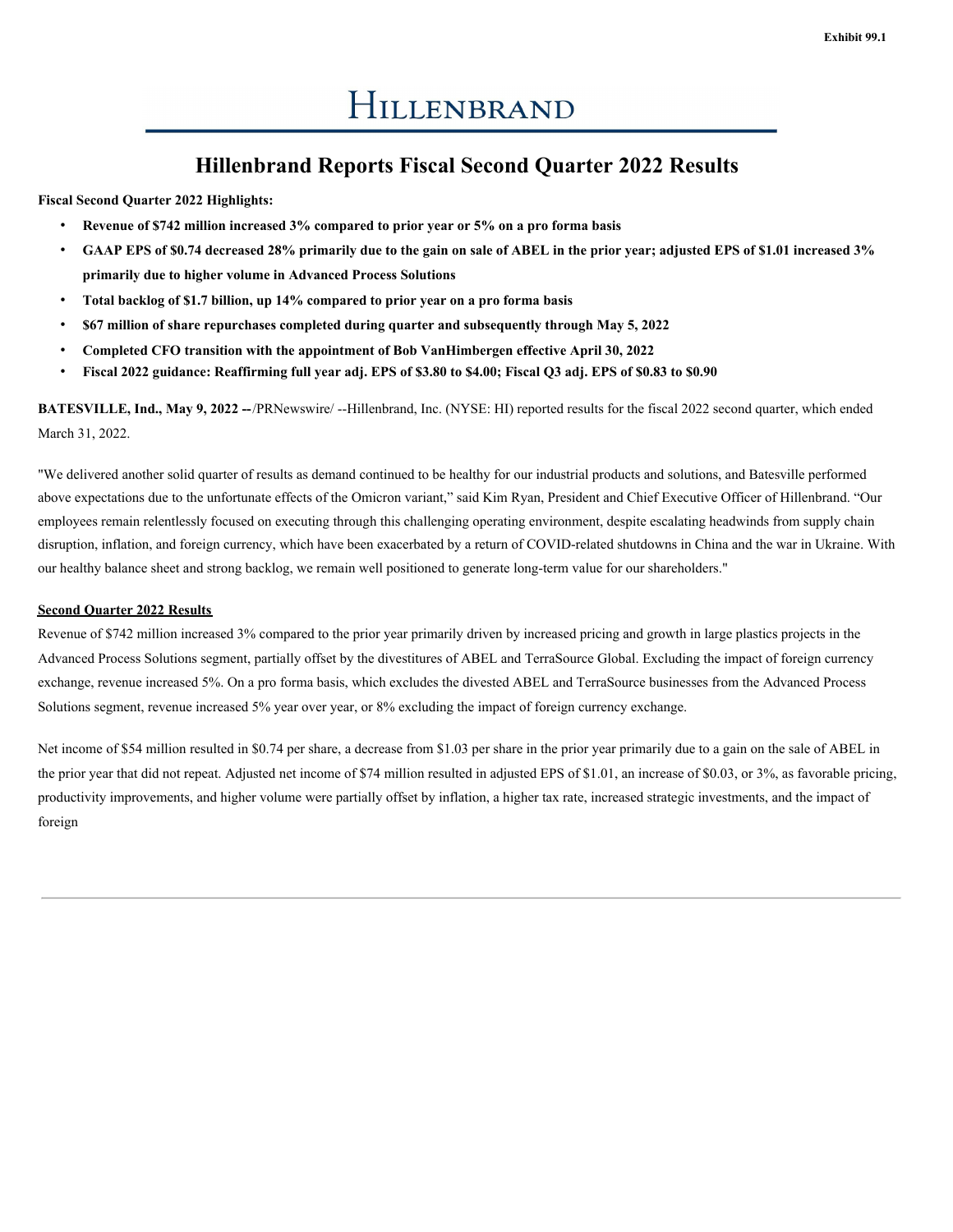Exhibit 99.1

# HILLENBRAND

## Hillenbrand Reports Fiscal Second Quarter 2022 Results

**Fiscal Second Quarter 2022 Highlights:**

- **Revenue of $742 million increased 3% compared to prior year or 5% on a pro forma basis**
- **GAAP EPS of $0.74 decreased 28% primarily due to the gain on sale of ABEL in the prior year; adjusted EPS of $1.01 increased 3% primarily due to higher volume in Advanced Process Solutions**
- **Total backlog of $1.7 billion, up 14% compared to prior year on a pro forma basis**
- **$67 million of share repurchases completed during quarter and subsequently through May 5, 2022**
- **Completed CFO transition with the appointment of Bob VanHimbergen effective April 30, 2022**
- **Fiscal 2022 guidance: Reaffirming full year adj. EPS of $3.80 to $4.00; Fiscal Q3 adj. EPS of $0.83 to $0.90**

**BATESVILLE, Ind., May 9, 2022 --** /PRNewswire/ --Hillenbrand, Inc. (NYSE: HI) reported results for the fiscal 2022 second quarter, which ended March 31, 2022.

"We delivered another solid quarter of results as demand continued to be healthy for our industrial products and solutions, and Batesville performed above expectations due to the unfortunate effects of the Omicron variant," said Kim Ryan, President and Chief Executive Officer of Hillenbrand. "Our employees remain relentlessly focused on executing through this challenging operating environment, despite escalating headwinds from supply chain disruption, inflation, and foreign currency, which have been exacerbated by a return of COVID-related shutdowns in China and the war in Ukraine. With our healthy balance sheet and strong backlog, we remain well positioned to generate long-term value for our shareholders."

**Second Quarter 2022 Results**

Revenue of $742 million increased 3% compared to the prior year primarily driven by increased pricing and growth in large plastics projects in the Advanced Process Solutions segment, partially offset by the divestitures of ABEL and TerraSource Global. Excluding the impact of foreign currency exchange, revenue increased 5%. On a pro forma basis, which excludes the divested ABEL and TerraSource businesses from the Advanced Process Solutions segment, revenue increased 5% year over year, or 8% excluding the impact of foreign currency exchange.

Net income of $54 million resulted in $0.74 per share, a decrease from $1.03 per share in the prior year primarily due to a gain on the sale of ABEL in the prior year that did not repeat. Adjusted net income of $74 million resulted in adjusted EPS of $1.01, an increase of $0.03, or 3%, as favorable pricing, productivity improvements, and higher volume were partially offset by inflation, a higher tax rate, increased strategic investments, and the impact of foreign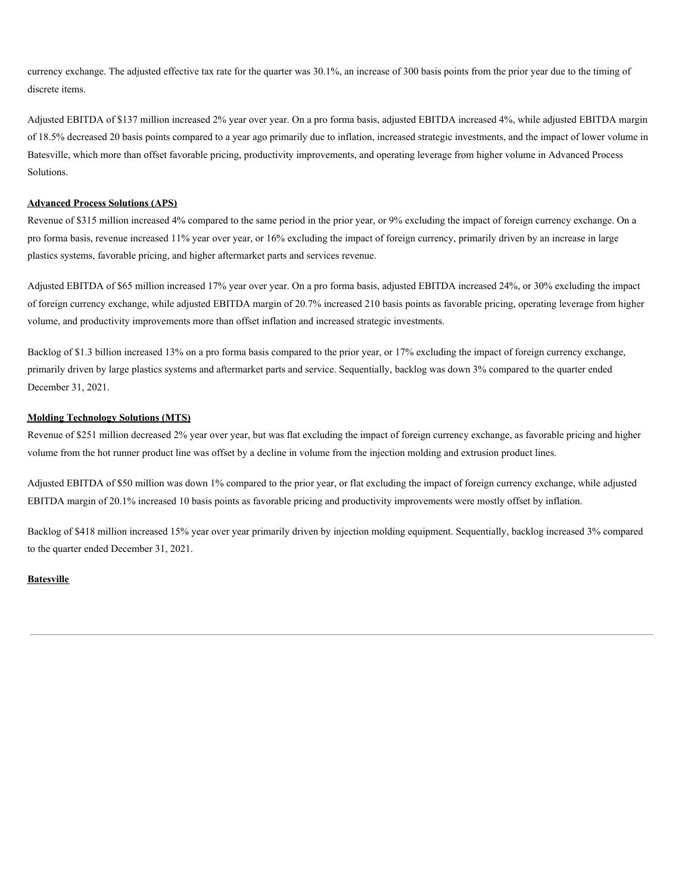currency exchange. The adjusted effective tax rate for the quarter was 30.1%, an increase of 300 basis points from the prior year due to the timing of discrete items.

Adjusted EBITDA of $137 million increased 2% year over year. On a pro forma basis, adjusted EBITDA increased 4%, while adjusted EBITDA margin of 18.5% decreased 20 basis points compared to a year ago primarily due to inflation, increased strategic investments, and the impact of lower volume in Batesville, which more than offset favorable pricing, productivity improvements, and operating leverage from higher volume in Advanced Process Solutions.

**Advanced Process Solutions (APS)**

Revenue of $315 million increased 4% compared to the same period in the prior year, or 9% excluding the impact of foreign currency exchange. On a pro forma basis, revenue increased 11% year over year, or 16% excluding the impact of foreign currency, primarily driven by an increase in large plastics systems, favorable pricing, and higher aftermarket parts and services revenue.

Adjusted EBITDA of $65 million increased 17% year over year. On a pro forma basis, adjusted EBITDA increased 24%, or 30% excluding the impact of foreign currency exchange, while adjusted EBITDA margin of 20.7% increased 210 basis points as favorable pricing, operating leverage from higher volume, and productivity improvements more than offset inflation and increased strategic investments.

Backlog of $1.3 billion increased 13% on a pro forma basis compared to the prior year, or 17% excluding the impact of foreign currency exchange, primarily driven by large plastics systems and aftermarket parts and service. Sequentially, backlog was down 3% compared to the quarter ended December 31, 2021.

**Molding Technology Solutions (MTS)**

Revenue of $251 million decreased 2% year over year, but was flat excluding the impact of foreign currency exchange, as favorable pricing and higher volume from the hot runner product line was offset by a decline in volume from the injection molding and extrusion product lines.

Adjusted EBITDA of $50 million was down 1% compared to the prior year, or flat excluding the impact of foreign currency exchange, while adjusted EBITDA margin of 20.1% increased 10 basis points as favorable pricing and productivity improvements were mostly offset by inflation.

Backlog of $418 million increased 15% year over year primarily driven by injection molding equipment. Sequentially, backlog increased 3% compared to the quarter ended December 31, 2021.

**Batesville**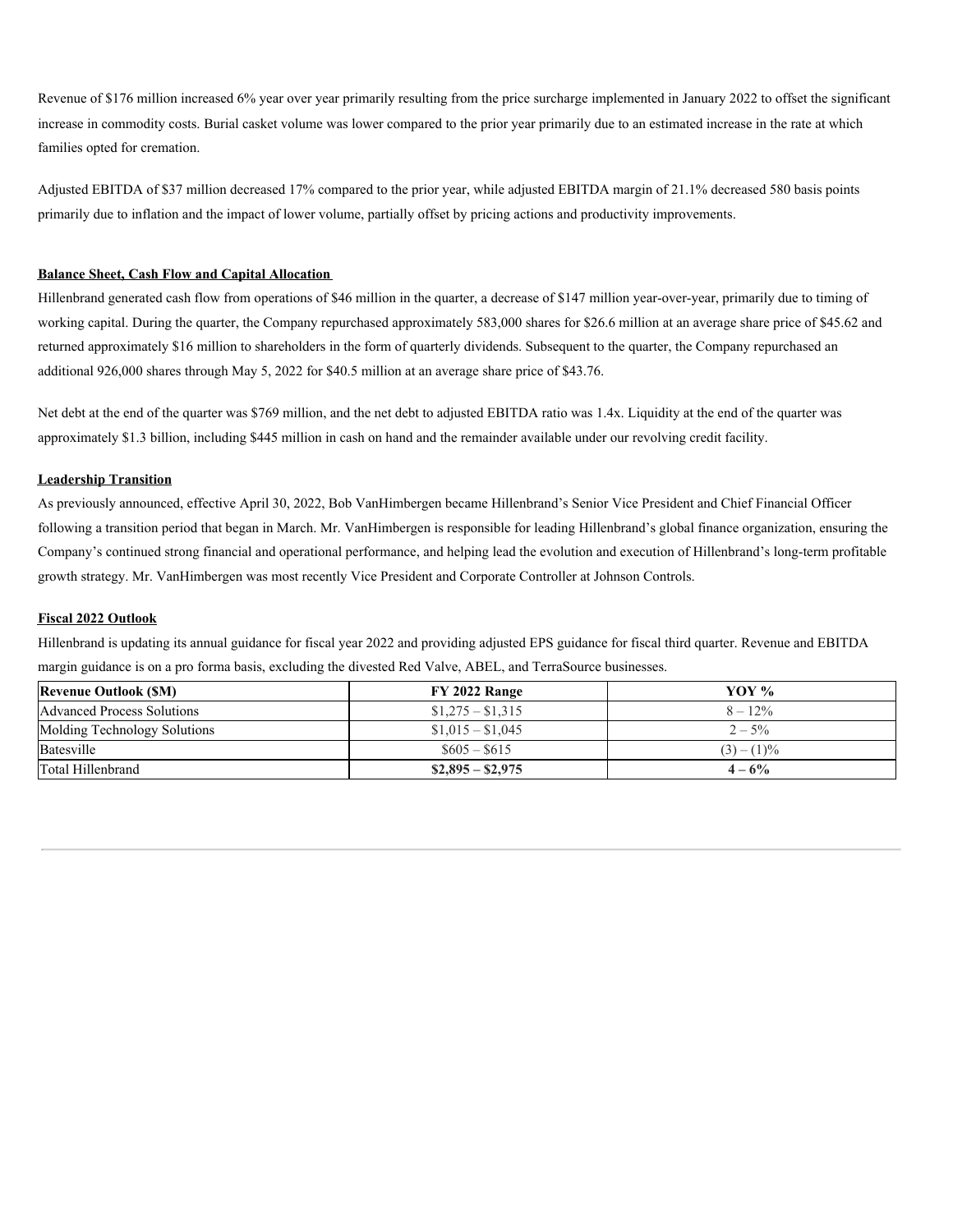Revenue of $176 million increased 6% year over year primarily resulting from the price surcharge implemented in January 2022 to offset the significant increase in commodity costs. Burial casket volume was lower compared to the prior year primarily due to an estimated increase in the rate at which families opted for cremation.

Adjusted EBITDA of $37 million decreased 17% compared to the prior year, while adjusted EBITDA margin of 21.1% decreased 580 basis points primarily due to inflation and the impact of lower volume, partially offset by pricing actions and productivity improvements.

**Balance Sheet, Cash Flow and Capital Allocation**

Hillenbrand generated cash flow from operations of $46 million in the quarter, a decrease of $147 million year-over-year, primarily due to timing of working capital. During the quarter, the Company repurchased approximately 583,000 shares for $26.6 million at an average share price of $45.62 and returned approximately $16 million to shareholders in the form of quarterly dividends. Subsequent to the quarter, the Company repurchased an additional 926,000 shares through May 5, 2022 for $40.5 million at an average share price of $43.76.

Net debt at the end of the quarter was $769 million, and the net debt to adjusted EBITDA ratio was 1.4x. Liquidity at the end of the quarter was approximately $1.3 billion, including $445 million in cash on hand and the remainder available under our revolving credit facility.

**Leadership Transition**

As previously announced, effective April 30, 2022, Bob VanHimbergen became Hillenbrand's Senior Vice President and Chief Financial Officer following a transition period that began in March. Mr. VanHimbergen is responsible for leading Hillenbrand's global finance organization, ensuring the Company's continued strong financial and operational performance, and helping lead the evolution and execution of Hillenbrand's long-term profitable growth strategy. Mr. VanHimbergen was most recently Vice President and Corporate Controller at Johnson Controls.

**Fiscal 2022 Outlook**

Hillenbrand is updating its annual guidance for fiscal year 2022 and providing adjusted EPS guidance for fiscal third quarter. Revenue and EBITDA margin guidance is on a pro forma basis, excluding the divested Red Valve, ABEL, and TerraSource businesses.

| **Revenue Outlook ($M)** | **FY 2022 Range** | **YOY %** |
|---|---|---|
| Advanced Process Solutions | $1,275 – $1,315 | 8 – 12% |
| Molding Technology Solutions | $1,015 – $1,045 | 2 – 5% |
| Batesville | $605 – $615 | (3) – (1)% |
| Total Hillenbrand | **$2,895 – $2,975** | **4 – 6%** |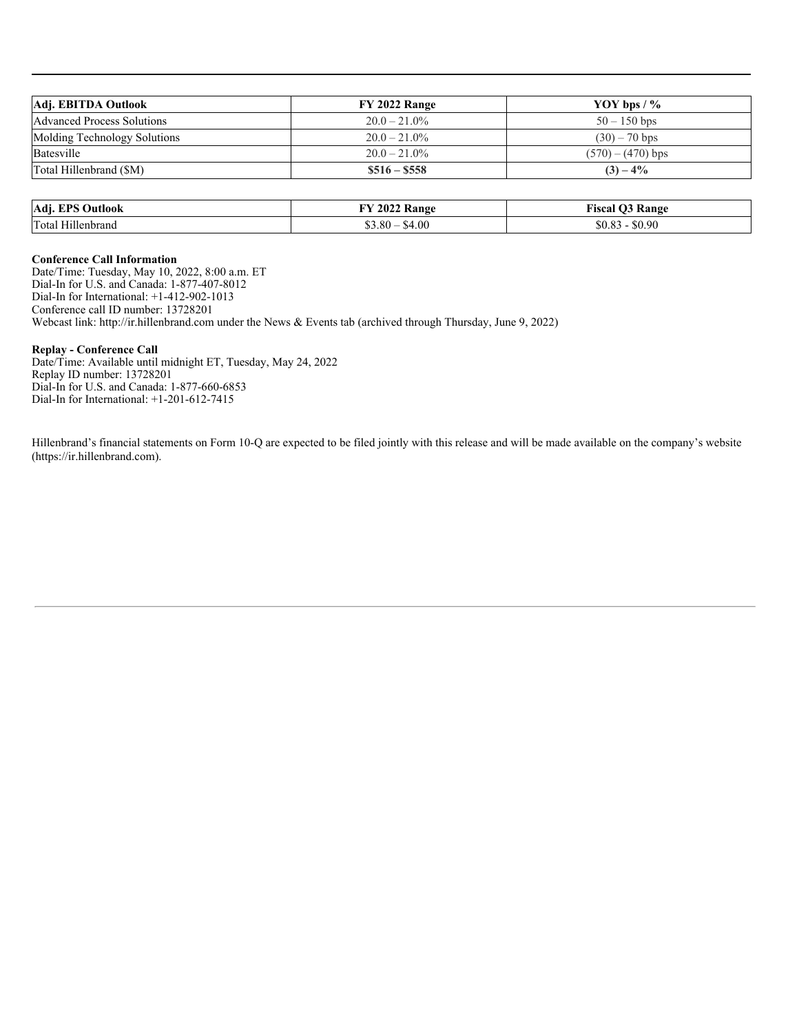| **Adj. EBITDA Outlook** | **FY 2022 Range** | **YOY bps / %** |
| --- | --- | --- |
| Advanced Process Solutions | 20.0 – 21.0% | 50 – 150 bps |
| Molding Technology Solutions | 20.0 – 21.0% | (30) – 70 bps |
| Batesville | 20.0 – 21.0% | (570) – (470) bps |
| Total Hillenbrand ($M) | **$516 – $558** | **(3) – 4%** |

| **Adj. EPS Outlook** | **FY 2022 Range** | **Fiscal Q3 Range** |
| --- | --- | --- |
| Total Hillenbrand | $3.80 – $4.00 | $0.83 - $0.90 |

**Conference Call Information**
Date/Time: Tuesday, May 10, 2022, 8:00 a.m. ET
Dial-In for U.S. and Canada: 1-877-407-8012
Dial-In for International: +1-412-902-1013
Conference call ID number: 13728201
Webcast link: http://ir.hillenbrand.com under the News & Events tab (archived through Thursday, June 9, 2022)

**Replay - Conference Call**
Date/Time: Available until midnight ET, Tuesday, May 24, 2022
Replay ID number: 13728201
Dial-In for U.S. and Canada: 1-877-660-6853
Dial-In for International: +1-201-612-7415

Hillenbrand's financial statements on Form 10-Q are expected to be filed jointly with this release and will be made available on the company's website (https://ir.hillenbrand.com).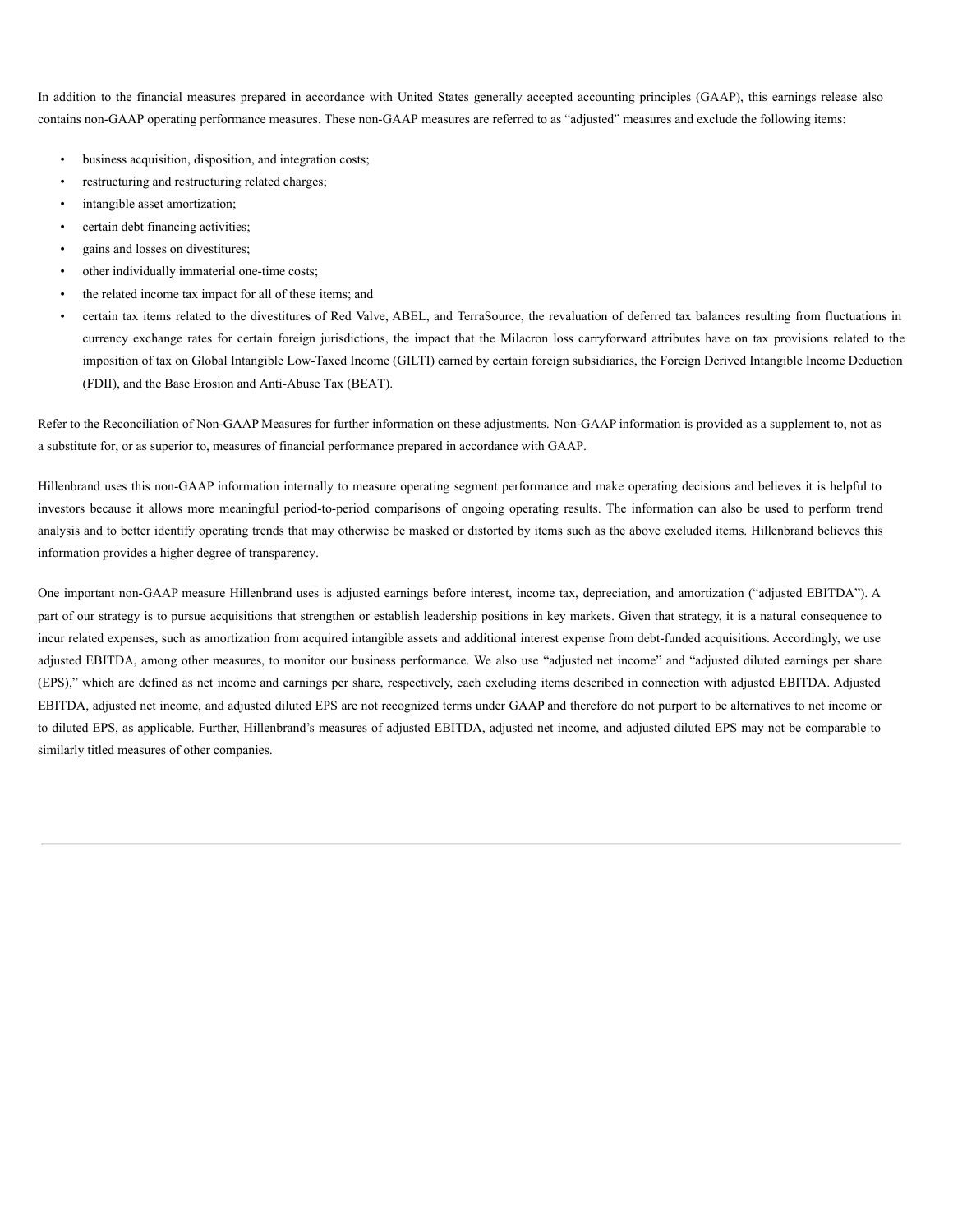In addition to the financial measures prepared in accordance with United States generally accepted accounting principles (GAAP), this earnings release also contains non-GAAP operating performance measures. These non-GAAP measures are referred to as "adjusted" measures and exclude the following items:

- business acquisition, disposition, and integration costs;
- restructuring and restructuring related charges;
- intangible asset amortization;
- certain debt financing activities;
- gains and losses on divestitures;
- other individually immaterial one-time costs;
- the related income tax impact for all of these items; and
- certain tax items related to the divestitures of Red Valve, ABEL, and TerraSource, the revaluation of deferred tax balances resulting from fluctuations in currency exchange rates for certain foreign jurisdictions, the impact that the Milacron loss carryforward attributes have on tax provisions related to the imposition of tax on Global Intangible Low-Taxed Income (GILTI) earned by certain foreign subsidiaries, the Foreign Derived Intangible Income Deduction (FDII), and the Base Erosion and Anti-Abuse Tax (BEAT).

Refer to the Reconciliation of Non-GAAP Measures for further information on these adjustments. Non-GAAP information is provided as a supplement to, not as a substitute for, or as superior to, measures of financial performance prepared in accordance with GAAP.

Hillenbrand uses this non-GAAP information internally to measure operating segment performance and make operating decisions and believes it is helpful to investors because it allows more meaningful period-to-period comparisons of ongoing operating results. The information can also be used to perform trend analysis and to better identify operating trends that may otherwise be masked or distorted by items such as the above excluded items. Hillenbrand believes this information provides a higher degree of transparency.

One important non-GAAP measure Hillenbrand uses is adjusted earnings before interest, income tax, depreciation, and amortization ("adjusted EBITDA"). A part of our strategy is to pursue acquisitions that strengthen or establish leadership positions in key markets. Given that strategy, it is a natural consequence to incur related expenses, such as amortization from acquired intangible assets and additional interest expense from debt-funded acquisitions. Accordingly, we use adjusted EBITDA, among other measures, to monitor our business performance. We also use "adjusted net income" and "adjusted diluted earnings per share (EPS)," which are defined as net income and earnings per share, respectively, each excluding items described in connection with adjusted EBITDA. Adjusted EBITDA, adjusted net income, and adjusted diluted EPS are not recognized terms under GAAP and therefore do not purport to be alternatives to net income or to diluted EPS, as applicable. Further, Hillenbrand's measures of adjusted EBITDA, adjusted net income, and adjusted diluted EPS may not be comparable to similarly titled measures of other companies.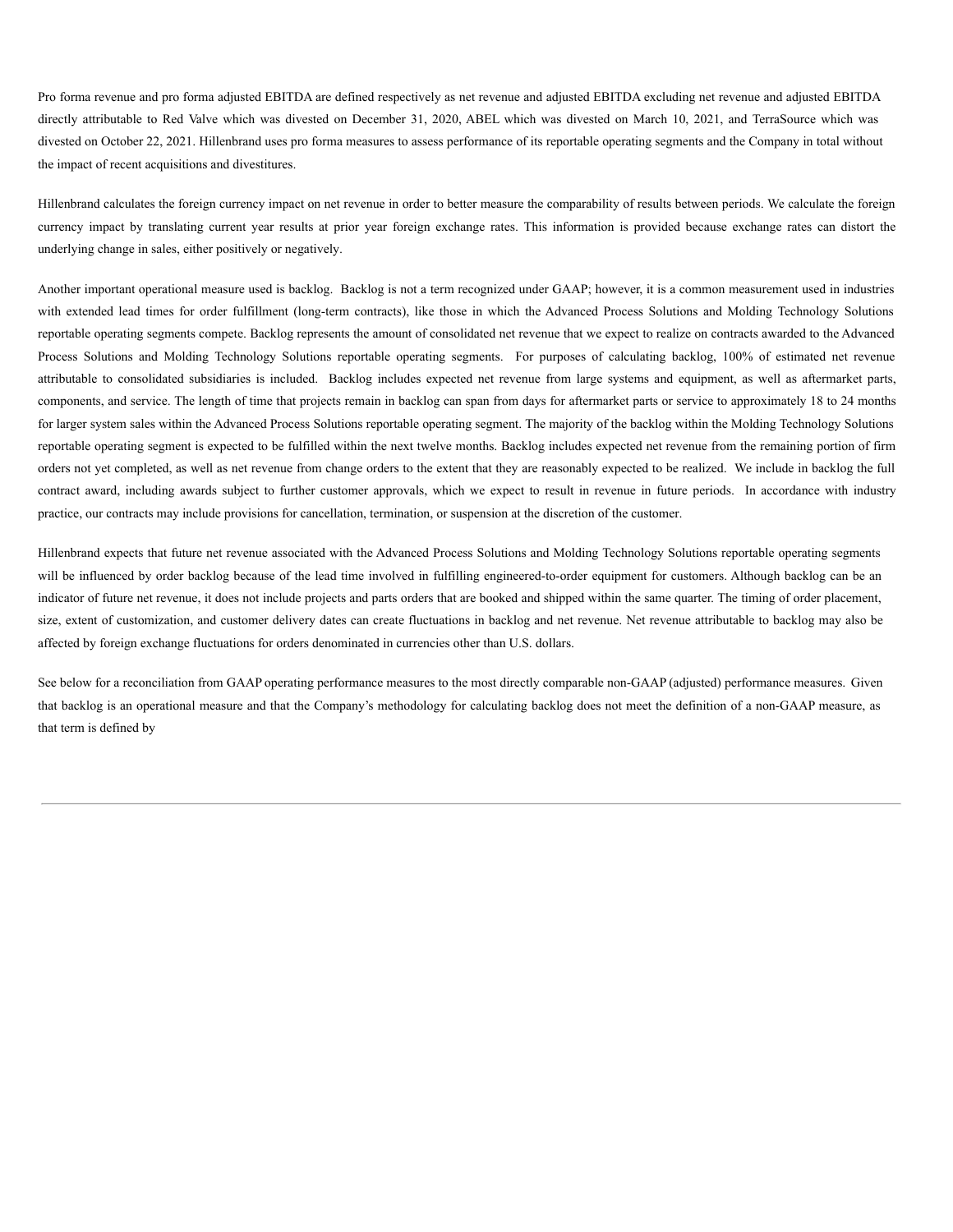Pro forma revenue and pro forma adjusted EBITDA are defined respectively as net revenue and adjusted EBITDA excluding net revenue and adjusted EBITDA directly attributable to Red Valve which was divested on December 31, 2020, ABEL which was divested on March 10, 2021, and TerraSource which was divested on October 22, 2021. Hillenbrand uses pro forma measures to assess performance of its reportable operating segments and the Company in total without the impact of recent acquisitions and divestitures.

Hillenbrand calculates the foreign currency impact on net revenue in order to better measure the comparability of results between periods. We calculate the foreign currency impact by translating current year results at prior year foreign exchange rates. This information is provided because exchange rates can distort the underlying change in sales, either positively or negatively.

Another important operational measure used is backlog. Backlog is not a term recognized under GAAP; however, it is a common measurement used in industries with extended lead times for order fulfillment (long-term contracts), like those in which the Advanced Process Solutions and Molding Technology Solutions reportable operating segments compete. Backlog represents the amount of consolidated net revenue that we expect to realize on contracts awarded to the Advanced Process Solutions and Molding Technology Solutions reportable operating segments. For purposes of calculating backlog, 100% of estimated net revenue attributable to consolidated subsidiaries is included. Backlog includes expected net revenue from large systems and equipment, as well as aftermarket parts, components, and service. The length of time that projects remain in backlog can span from days for aftermarket parts or service to approximately 18 to 24 months for larger system sales within the Advanced Process Solutions reportable operating segment. The majority of the backlog within the Molding Technology Solutions reportable operating segment is expected to be fulfilled within the next twelve months. Backlog includes expected net revenue from the remaining portion of firm orders not yet completed, as well as net revenue from change orders to the extent that they are reasonably expected to be realized. We include in backlog the full contract award, including awards subject to further customer approvals, which we expect to result in revenue in future periods. In accordance with industry practice, our contracts may include provisions for cancellation, termination, or suspension at the discretion of the customer.

Hillenbrand expects that future net revenue associated with the Advanced Process Solutions and Molding Technology Solutions reportable operating segments will be influenced by order backlog because of the lead time involved in fulfilling engineered-to-order equipment for customers. Although backlog can be an indicator of future net revenue, it does not include projects and parts orders that are booked and shipped within the same quarter. The timing of order placement, size, extent of customization, and customer delivery dates can create fluctuations in backlog and net revenue. Net revenue attributable to backlog may also be affected by foreign exchange fluctuations for orders denominated in currencies other than U.S. dollars.

See below for a reconciliation from GAAP operating performance measures to the most directly comparable non-GAAP (adjusted) performance measures. Given that backlog is an operational measure and that the Company's methodology for calculating backlog does not meet the definition of a non-GAAP measure, as that term is defined by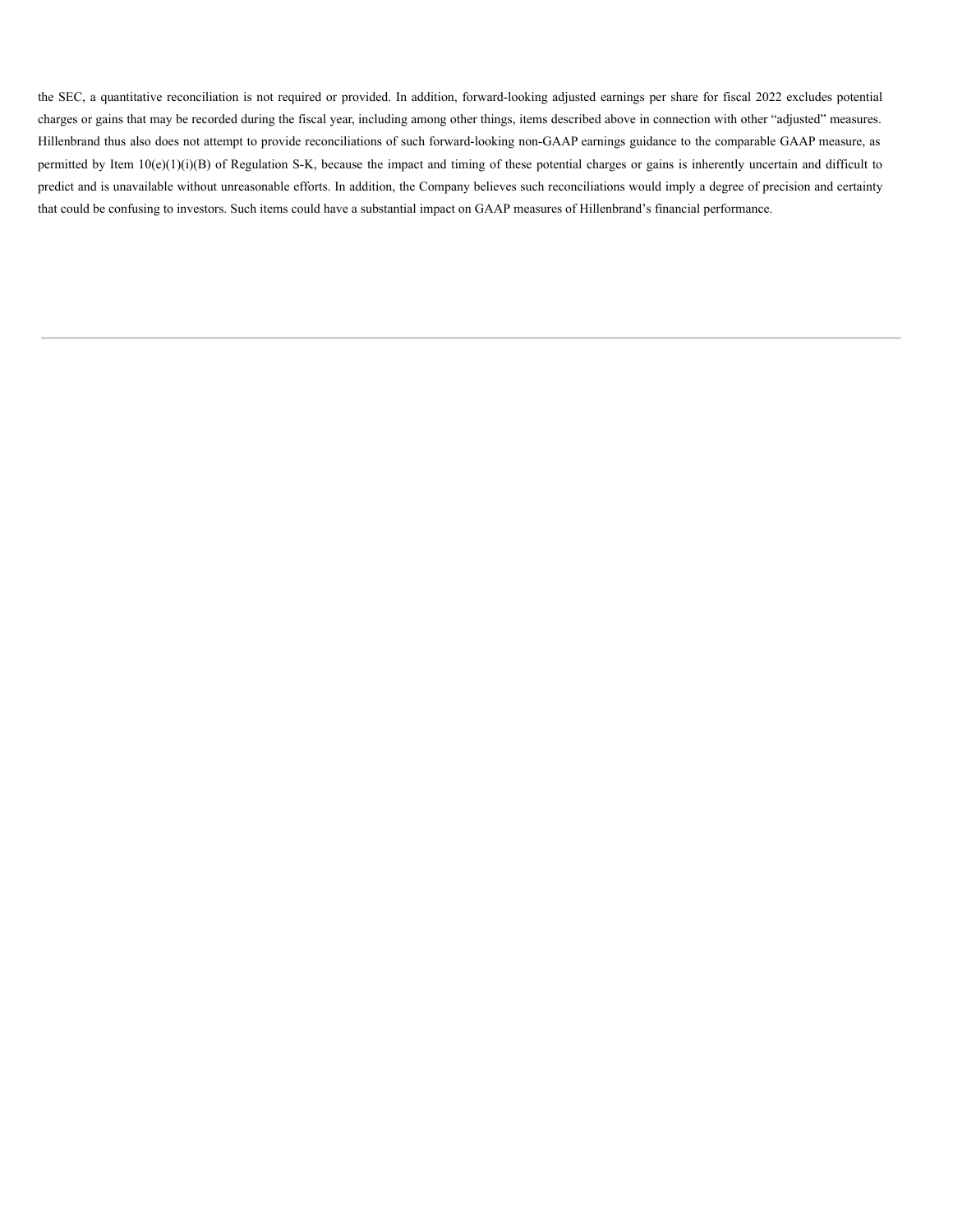the SEC, a quantitative reconciliation is not required or provided. In addition, forward-looking adjusted earnings per share for fiscal 2022 excludes potential charges or gains that may be recorded during the fiscal year, including among other things, items described above in connection with other "adjusted" measures. Hillenbrand thus also does not attempt to provide reconciliations of such forward-looking non-GAAP earnings guidance to the comparable GAAP measure, as permitted by Item 10(e)(1)(i)(B) of Regulation S-K, because the impact and timing of these potential charges or gains is inherently uncertain and difficult to predict and is unavailable without unreasonable efforts. In addition, the Company believes such reconciliations would imply a degree of precision and certainty that could be confusing to investors. Such items could have a substantial impact on GAAP measures of Hillenbrand's financial performance.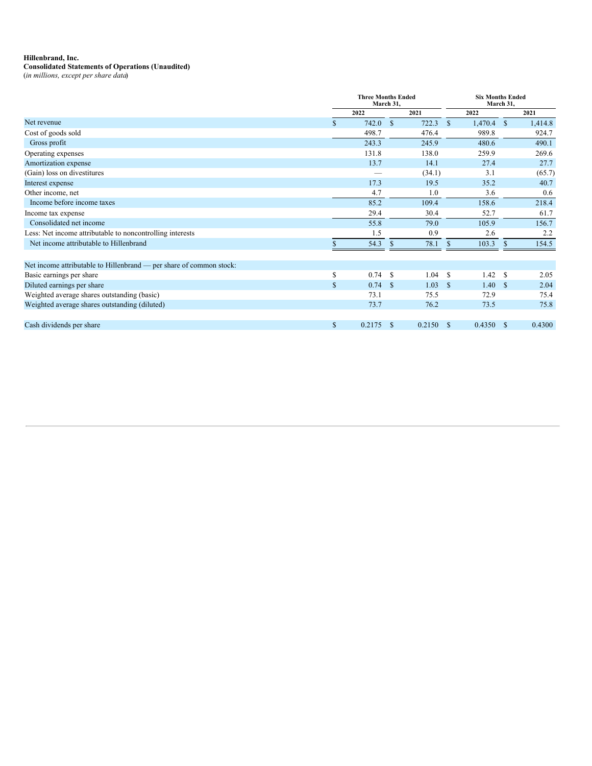**Hillenbrand, Inc.**
**Consolidated Statements of Operations (Unaudited)**
*(in millions, except per share data)*

| | Three Months Ended March 31, | | Six Months Ended March 31, | |
|---|---|---|---|---|
| | 2022 | 2021 | 2022 | 2021 |
| Net revenue | $ 742.0 | $ 722.3 | $ 1,470.4 | $ 1,414.8 |
| Cost of goods sold | 498.7 | 476.4 | 989.8 | 924.7 |
| Gross profit | 243.3 | 245.9 | 480.6 | 490.1 |
| Operating expenses | 131.8 | 138.0 | 259.9 | 269.6 |
| Amortization expense | 13.7 | 14.1 | 27.4 | 27.7 |
| (Gain) loss on divestitures | — | (34.1) | 3.1 | (65.7) |
| Interest expense | 17.3 | 19.5 | 35.2 | 40.7 |
| Other income, net | 4.7 | 1.0 | 3.6 | 0.6 |
| Income before income taxes | 85.2 | 109.4 | 158.6 | 218.4 |
| Income tax expense | 29.4 | 30.4 | 52.7 | 61.7 |
| Consolidated net income | 55.8 | 79.0 | 105.9 | 156.7 |
| Less: Net income attributable to noncontrolling interests | 1.5 | 0.9 | 2.6 | 2.2 |
| Net income attributable to Hillenbrand | $ 54.3 | $ 78.1 | $ 103.3 | $ 154.5 |
| | | | | |
| Net income attributable to Hillenbrand — per share of common stock: | | | | |
| Basic earnings per share | $ 0.74 | $ 1.04 | $ 1.42 | $ 2.05 |
| Diluted earnings per share | $ 0.74 | $ 1.03 | $ 1.40 | $ 2.04 |
| Weighted average shares outstanding (basic) | 73.1 | 75.5 | 72.9 | 75.4 |
| Weighted average shares outstanding (diluted) | 73.7 | 76.2 | 73.5 | 75.8 |
| | | | | |
| Cash dividends per share | $ 0.2175 | $ 0.2150 | $ 0.4350 | $ 0.4300 |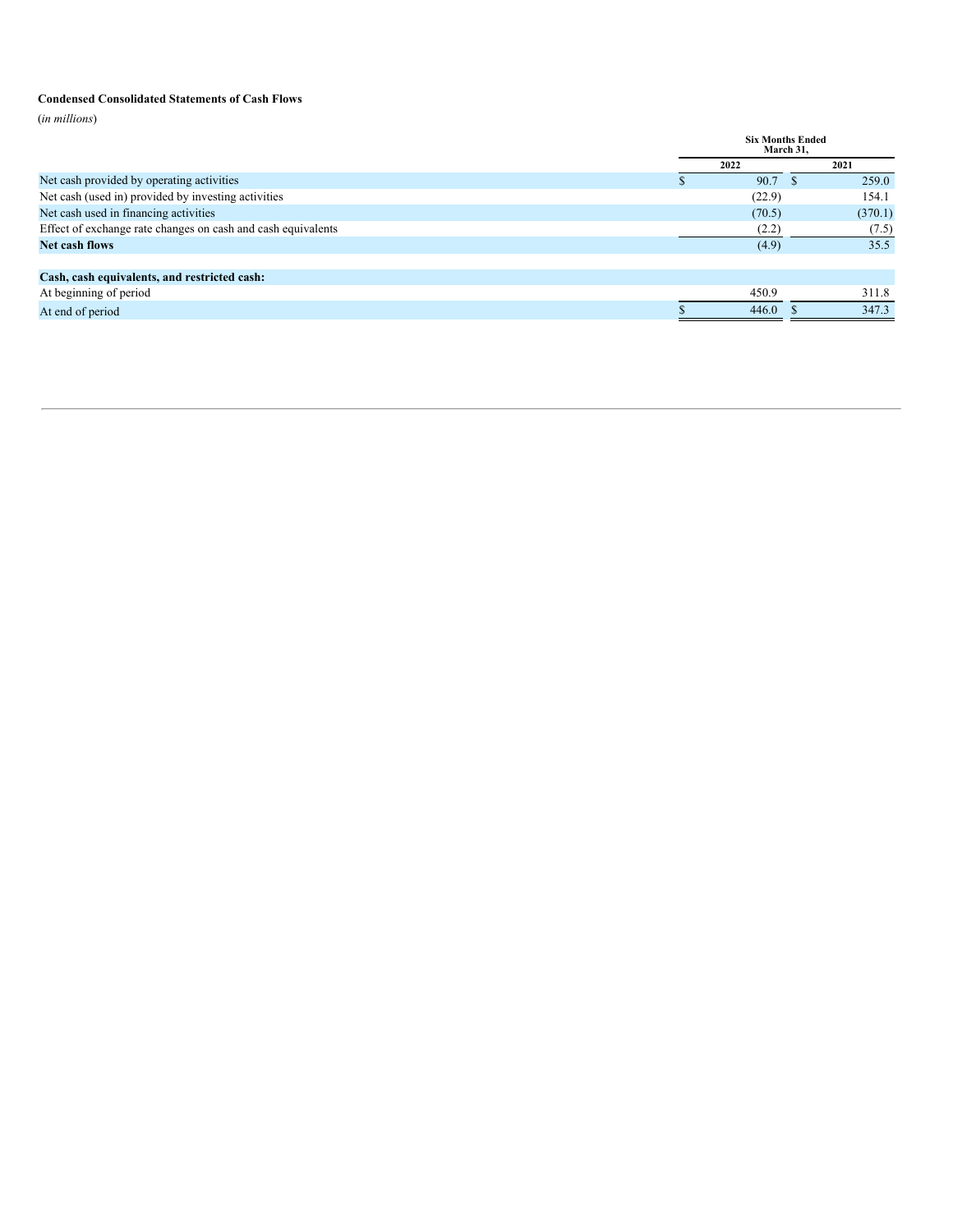**Condensed Consolidated Statements of Cash Flows**

(*in millions*)

| | Six Months Ended March 31, | |
|---|---|---|
| | 2022 | 2021 |
| Net cash provided by operating activities | $ 90.7 | $ 259.0 |
| Net cash (used in) provided by investing activities | (22.9) | 154.1 |
| Net cash used in financing activities | (70.5) | (370.1) |
| Effect of exchange rate changes on cash and cash equivalents | (2.2) | (7.5) |
| **Net cash flows** | (4.9) | 35.5 |
| | | |
| **Cash, cash equivalents, and restricted cash:** | | |
| At beginning of period | 450.9 | 311.8 |
| At end of period | $ 446.0 | $ 347.3 |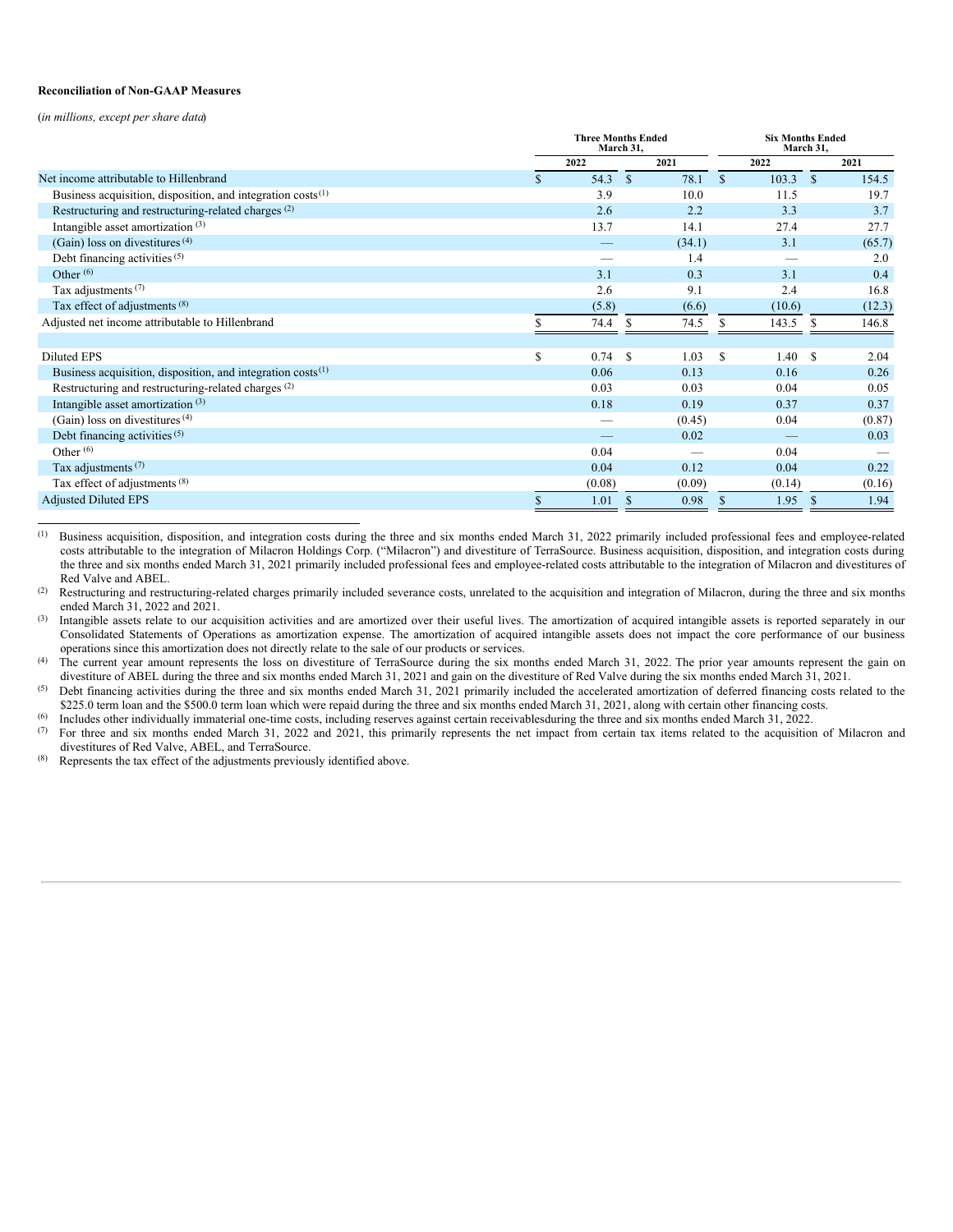**Reconciliation of Non-GAAP Measures**

(*in millions, except per share data*)

| | Three Months Ended March 31, | | Six Months Ended March 31, | |
|---|---|---|---|---|
| | 2022 | 2021 | 2022 | 2021 |
| Net income attributable to Hillenbrand | $ 54.3 | $ 78.1 | $ 103.3 | $ 154.5 |
| Business acquisition, disposition, and integration costs [1] | 3.9 | 10.0 | 11.5 | 19.7 |
| Restructuring and restructuring-related charges [2] | 2.6 | 2.2 | 3.3 | 3.7 |
| Intangible asset amortization [3] | 13.7 | 14.1 | 27.4 | 27.7 |
| (Gain) loss on divestitures [4] | — | (34.1) | 3.1 | (65.7) |
| Debt financing activities [5] | — | 1.4 | — | 2.0 |
| Other [6] | 3.1 | 0.3 | 3.1 | 0.4 |
| Tax adjustments [7] | 2.6 | 9.1 | 2.4 | 16.8 |
| Tax effect of adjustments [8] | (5.8) | (6.6) | (10.6) | (12.3) |
| Adjusted net income attributable to Hillenbrand | $ 74.4 | $ 74.5 | $ 143.5 | $ 146.8 |
| | | | | |
| Diluted EPS | $ 0.74 | $ 1.03 | $ 1.40 | $ 2.04 |
| Business acquisition, disposition, and integration costs [1] | 0.06 | 0.13 | 0.16 | 0.26 |
| Restructuring and restructuring-related charges [2] | 0.03 | 0.03 | 0.04 | 0.05 |
| Intangible asset amortization [3] | 0.18 | 0.19 | 0.37 | 0.37 |
| (Gain) loss on divestitures [4] | — | (0.45) | 0.04 | (0.87) |
| Debt financing activities [5] | — | 0.02 | — | 0.03 |
| Other [6] | 0.04 | — | 0.04 | — |
| Tax adjustments [7] | 0.04 | 0.12 | 0.04 | 0.22 |
| Tax effect of adjustments [8] | (0.08) | (0.09) | (0.14) | (0.16) |
| Adjusted Diluted EPS | $ 1.01 | $ 0.98 | $ 1.95 | $ 1.94 |

(1) Business acquisition, disposition, and integration costs during the three and six months ended March 31, 2022 primarily included professional fees and employee-related costs attributable to the integration of Milacron Holdings Corp. ("Milacron") and divestiture of TerraSource. Business acquisition, disposition, and integration costs during the three and six months ended March 31, 2021 primarily included professional fees and employee-related costs attributable to the integration of Milacron and divestitures of Red Valve and ABEL.

(2) Restructuring and restructuring-related charges primarily included severance costs, unrelated to the acquisition and integration of Milacron, during the three and six months ended March 31, 2022 and 2021.

(3) Intangible assets relate to our acquisition activities and are amortized over their useful lives. The amortization of acquired intangible assets is reported separately in our Consolidated Statements of Operations as amortization expense. The amortization of acquired intangible assets does not impact the core performance of our business operations since this amortization does not directly relate to the sale of our products or services.

(4) The current year amount represents the loss on divestiture of TerraSource during the six months ended March 31, 2022. The prior year amounts represent the gain on divestiture of ABEL during the three and six months ended March 31, 2021 and gain on the divestiture of Red Valve during the six months ended March 31, 2021.

(5) Debt financing activities during the three and six months ended March 31, 2021 primarily included the accelerated amortization of deferred financing costs related to the $225.0 term loan and the $500.0 term loan which were repaid during the three and six months ended March 31, 2021, along with certain other financing costs.

(6) Includes other individually immaterial one-time costs, including reserves against certain receivablesduring the three and six months ended March 31, 2022.

(7) For three and six months ended March 31, 2022 and 2021, this primarily represents the net impact from certain tax items related to the acquisition of Milacron and divestitures of Red Valve, ABEL, and TerraSource.

(8) Represents the tax effect of the adjustments previously identified above.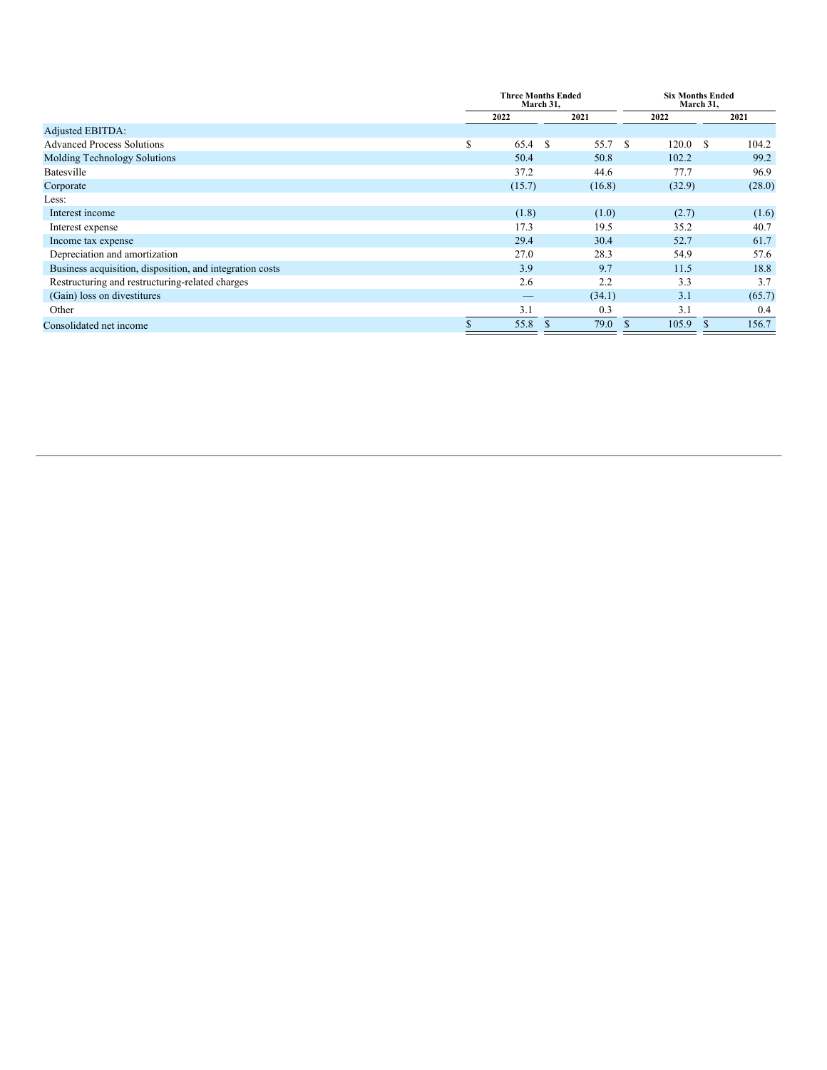| | Three Months Ended March 31, | | Six Months Ended March 31, | |
|---|---|---|---|---|
| | 2022 | 2021 | 2022 | 2021 |
| Adjusted EBITDA: | | | | |
| Advanced Process Solutions | $ 65.4 | $ 55.7 | $ 120.0 | $ 104.2 |
| Molding Technology Solutions | 50.4 | 50.8 | 102.2 | 99.2 |
| Batesville | 37.2 | 44.6 | 77.7 | 96.9 |
| Corporate | (15.7) | (16.8) | (32.9) | (28.0) |
| Less: | | | | |
| Interest income | (1.8) | (1.0) | (2.7) | (1.6) |
| Interest expense | 17.3 | 19.5 | 35.2 | 40.7 |
| Income tax expense | 29.4 | 30.4 | 52.7 | 61.7 |
| Depreciation and amortization | 27.0 | 28.3 | 54.9 | 57.6 |
| Business acquisition, disposition, and integration costs | 3.9 | 9.7 | 11.5 | 18.8 |
| Restructuring and restructuring-related charges | 2.6 | 2.2 | 3.3 | 3.7 |
| (Gain) loss on divestitures | — | (34.1) | 3.1 | (65.7) |
| Other | 3.1 | 0.3 | 3.1 | 0.4 |
| Consolidated net income | $ 55.8 | $ 79.0 | $ 105.9 | $ 156.7 |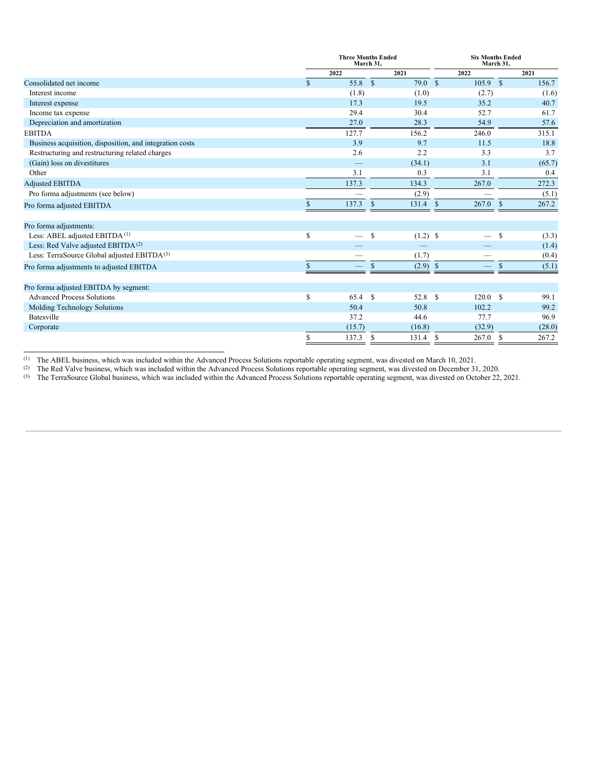| | Three Months Ended March 31, | | Six Months Ended March 31, | |
|---|---|---|---|---|
| | 2022 | 2021 | 2022 | 2021 |
| Consolidated net income | $ 55.8 | $ 79.0 | $ 105.9 | $ 156.7 |
| Interest income | (1.8) | (1.0) | (2.7) | (1.6) |
| Interest expense | 17.3 | 19.5 | 35.2 | 40.7 |
| Income tax expense | 29.4 | 30.4 | 52.7 | 61.7 |
| Depreciation and amortization | 27.0 | 28.3 | 54.9 | 57.6 |
| EBITDA | 127.7 | 156.2 | 246.0 | 315.1 |
| Business acquisition, disposition, and integration costs | 3.9 | 9.7 | 11.5 | 18.8 |
| Restructuring and restructuring related charges | 2.6 | 2.2 | 3.3 | 3.7 |
| (Gain) loss on divestitures | — | (34.1) | 3.1 | (65.7) |
| Other | 3.1 | 0.3 | 3.1 | 0.4 |
| Adjusted EBITDA | 137.3 | 134.3 | 267.0 | 272.3 |
| Pro forma adjustments (see below) | — | (2.9) | — | (5.1) |
| Pro forma adjusted EBITDA | $ 137.3 | $ 131.4 | $ 267.0 | $ 267.2 |
| | | | | |
| Pro forma adjustments: | | | | |
| Less: ABEL adjusted EBITDA [1] | $ — | $ (1.2) | $ — | $ (3.3) |
| Less: Red Valve adjusted EBITDA [2] | — | — | — | (1.4) |
| Less: TerraSource Global adjusted EBITDA [3] | — | (1.7) | — | (0.4) |
| Pro forma adjustments to adjusted EBITDA | $ — | $ (2.9) | $ — | $ (5.1) |
| | | | | |
| Pro forma adjusted EBITDA by segment: | | | | |
| Advanced Process Solutions | $ 65.4 | $ 52.8 | $ 120.0 | $ 99.1 |
| Molding Technology Solutions | 50.4 | 50.8 | 102.2 | 99.2 |
| Batesville | 37.2 | 44.6 | 77.7 | 96.9 |
| Corporate | (15.7) | (16.8) | (32.9) | (28.0) |
| | $ 137.3 | $ 131.4 | $ 267.0 | $ 267.2 |

[1] The ABEL business, which was included within the Advanced Process Solutions reportable operating segment, was divested on March 10, 2021.

[2] The Red Valve business, which was included within the Advanced Process Solutions reportable operating segment, was divested on December 31, 2020.

[3] The TerraSource Global business, which was included within the Advanced Process Solutions reportable operating segment, was divested on October 22, 2021.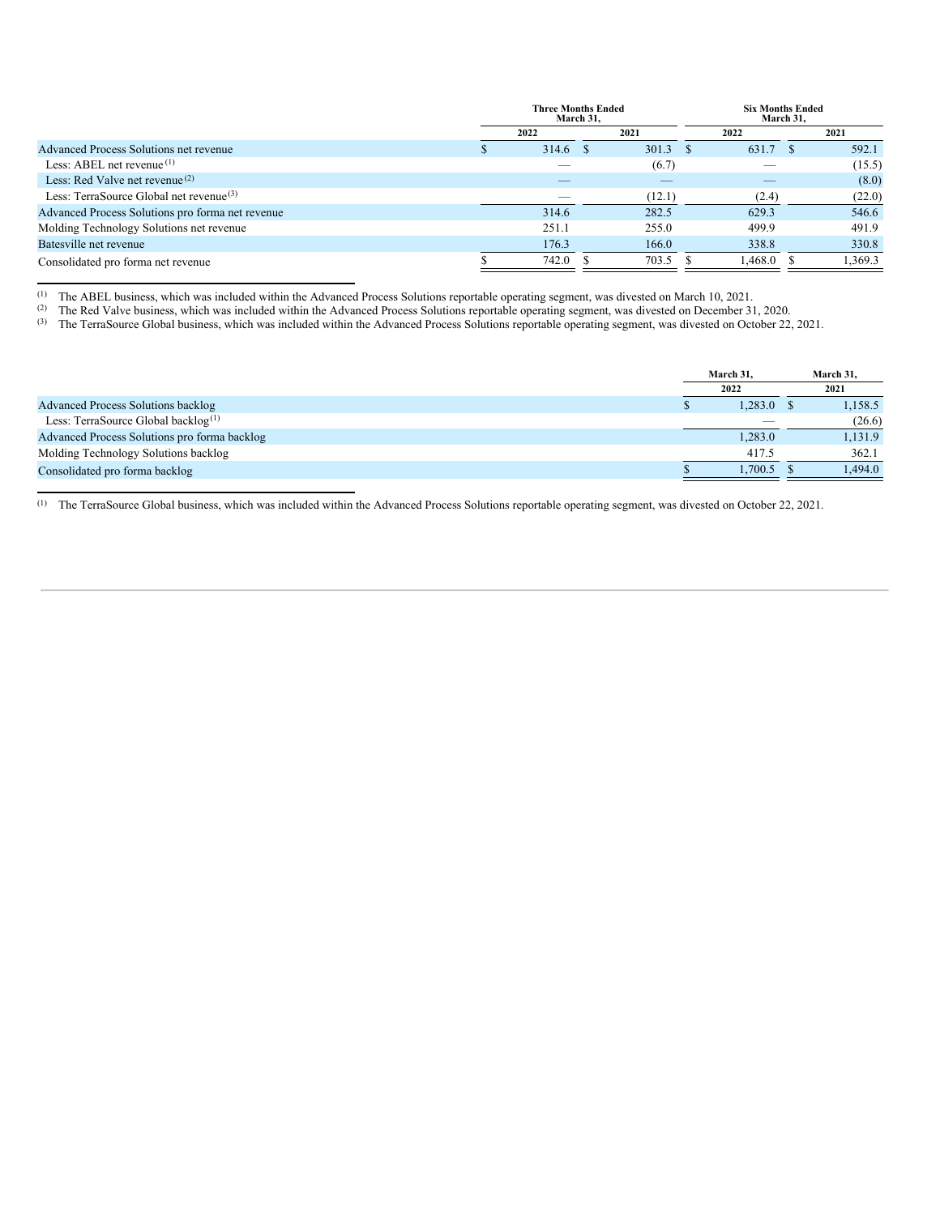| | Three Months Ended March 31, | | Six Months Ended March 31, | |
|---|---|---|---|---|
| | 2022 | 2021 | 2022 | 2021 |
| Advanced Process Solutions net revenue | $ 314.6 | $ 301.3 | $ 631.7 | $ 592.1 |
| Less: ABEL net revenue [1] | — | (6.7) | — | (15.5) |
| Less: Red Valve net revenue [2] | — | — | — | (8.0) |
| Less: TerraSource Global net revenue [3] | — | (12.1) | (2.4) | (22.0) |
| Advanced Process Solutions pro forma net revenue | 314.6 | 282.5 | 629.3 | 546.6 |
| Molding Technology Solutions net revenue | 251.1 | 255.0 | 499.9 | 491.9 |
| Batesville net revenue | 176.3 | 166.0 | 338.8 | 330.8 |
| Consolidated pro forma net revenue | $ 742.0 | $ 703.5 | $ 1,468.0 | $ 1,369.3 |

[1] The ABEL business, which was included within the Advanced Process Solutions reportable operating segment, was divested on March 10, 2021.

[2] The Red Valve business, which was included within the Advanced Process Solutions reportable operating segment, was divested on December 31, 2020.

[3] The TerraSource Global business, which was included within the Advanced Process Solutions reportable operating segment, was divested on October 22, 2021.

| | March 31, 2022 | March 31, 2021 |
|---|---|---|
| Advanced Process Solutions backlog | $ 1,283.0 | $ 1,158.5 |
| Less: TerraSource Global backlog [1] | — | (26.6) |
| Advanced Process Solutions pro forma backlog | 1,283.0 | 1,131.9 |
| Molding Technology Solutions backlog | 417.5 | 362.1 |
| Consolidated pro forma backlog | $ 1,700.5 | $ 1,494.0 |

[1] The TerraSource Global business, which was included within the Advanced Process Solutions reportable operating segment, was divested on October 22, 2021.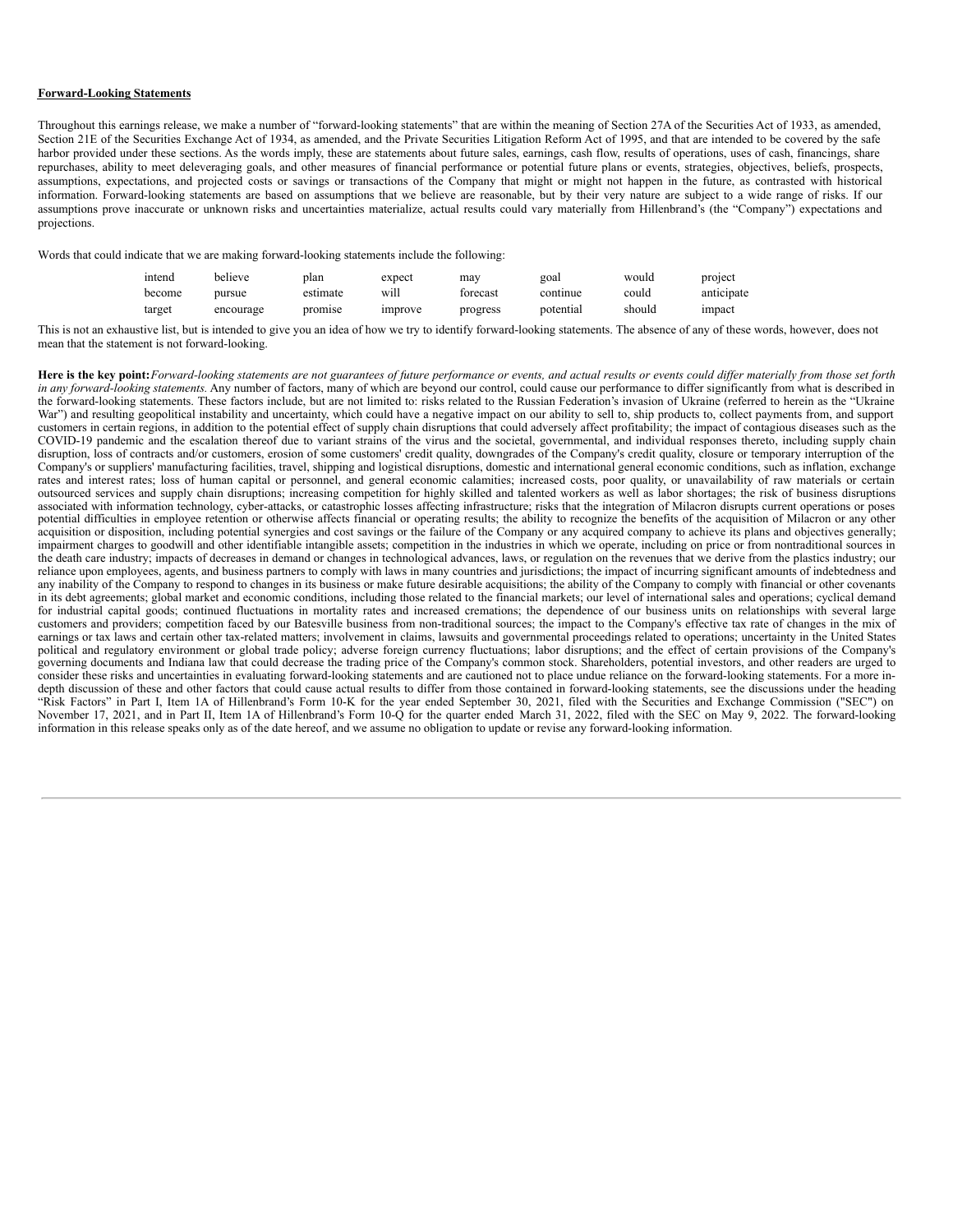**Forward-Looking Statements**

Throughout this earnings release, we make a number of "forward-looking statements" that are within the meaning of Section 27A of the Securities Act of 1933, as amended, Section 21E of the Securities Exchange Act of 1934, as amended, and the Private Securities Litigation Reform Act of 1995, and that are intended to be covered by the safe harbor provided under these sections. As the words imply, these are statements about future sales, earnings, cash flow, results of operations, uses of cash, financings, share repurchases, ability to meet deleveraging goals, and other measures of financial performance or potential future plans or events, strategies, objectives, beliefs, prospects, assumptions, expectations, and projected costs or savings or transactions of the Company that might or might not happen in the future, as contrasted with historical information. Forward-looking statements are based on assumptions that we believe are reasonable, but by their very nature are subject to a wide range of risks. If our assumptions prove inaccurate or unknown risks and uncertainties materialize, actual results could vary materially from Hillenbrand's (the "Company") expectations and projections.

Words that could indicate that we are making forward-looking statements include the following:

| | | | | | | | |
|---|---|---|---|---|---|---|---|
| intend | believe | plan | expect | may | goal | would | project |
| become | pursue | estimate | will | forecast | continue | could | anticipate |
| target | encourage | promise | improve | progress | potential | should | impact |

This is not an exhaustive list, but is intended to give you an idea of how we try to identify forward-looking statements. The absence of any of these words, however, does not mean that the statement is not forward-looking.

**Here is the key point:** *Forward-looking statements are not guarantees of future performance or events, and actual results or events could differ materially from those set forth in any forward-looking statements.* Any number of factors, many of which are beyond our control, could cause our performance to differ significantly from what is described in the forward-looking statements. These factors include, but are not limited to: risks related to the Russian Federation's invasion of Ukraine (referred to herein as the "Ukraine War") and resulting geopolitical instability and uncertainty, which could have a negative impact on our ability to sell to, ship products to, collect payments from, and support customers in certain regions, in addition to the potential effect of supply chain disruptions that could adversely affect profitability; the impact of contagious diseases such as the COVID-19 pandemic and the escalation thereof due to variant strains of the virus and the societal, governmental, and individual responses thereto, including supply chain disruption, loss of contracts and/or customers, erosion of some customers' credit quality, downgrades of the Company's credit quality, closure or temporary interruption of the Company's or suppliers' manufacturing facilities, travel, shipping and logistical disruptions, domestic and international general economic conditions, such as inflation, exchange rates and interest rates; loss of human capital or personnel, and general economic calamities; increased costs, poor quality, or unavailability of raw materials or certain outsourced services and supply chain disruptions; increasing competition for highly skilled and talented workers as well as labor shortages; the risk of business disruptions associated with information technology, cyber-attacks, or catastrophic losses affecting infrastructure; risks that the integration of Milacron disrupts current operations or poses potential difficulties in employee retention or otherwise affects financial or operating results; the ability to recognize the benefits of the acquisition of Milacron or any other acquisition or disposition, including potential synergies and cost savings or the failure of the Company or any acquired company to achieve its plans and objectives generally; impairment charges to goodwill and other identifiable intangible assets; competition in the industries in which we operate, including on price or from nontraditional sources in the death care industry; impacts of decreases in demand or changes in technological advances, laws, or regulation on the revenues that we derive from the plastics industry; our reliance upon employees, agents, and business partners to comply with laws in many countries and jurisdictions; the impact of incurring significant amounts of indebtedness and any inability of the Company to respond to changes in its business or make future desirable acquisitions; the ability of the Company to comply with financial or other covenants in its debt agreements; global market and economic conditions, including those related to the financial markets; our level of international sales and operations; cyclical demand for industrial capital goods; continued fluctuations in mortality rates and increased cremations; the dependence of our business units on relationships with several large customers and providers; competition faced by our Batesville business from non-traditional sources; the impact to the Company's effective tax rate of changes in the mix of earnings or tax laws and certain other tax-related matters; involvement in claims, lawsuits and governmental proceedings related to operations; uncertainty in the United States political and regulatory environment or global trade policy; adverse foreign currency fluctuations; labor disruptions; and the effect of certain provisions of the Company's governing documents and Indiana law that could decrease the trading price of the Company's common stock. Shareholders, potential investors, and other readers are urged to consider these risks and uncertainties in evaluating forward-looking statements and are cautioned not to place undue reliance on the forward-looking statements. For a more in-depth discussion of these and other factors that could cause actual results to differ from those contained in forward-looking statements, see the discussions under the heading "Risk Factors" in Part I, Item 1A of Hillenbrand's Form 10-K for the year ended September 30, 2021, filed with the Securities and Exchange Commission ("SEC") on November 17, 2021, and in Part II, Item 1A of Hillenbrand's Form 10-Q for the quarter ended March 31, 2022, filed with the SEC on May 9, 2022. The forward-looking information in this release speaks only as of the date hereof, and we assume no obligation to update or revise any forward-looking information.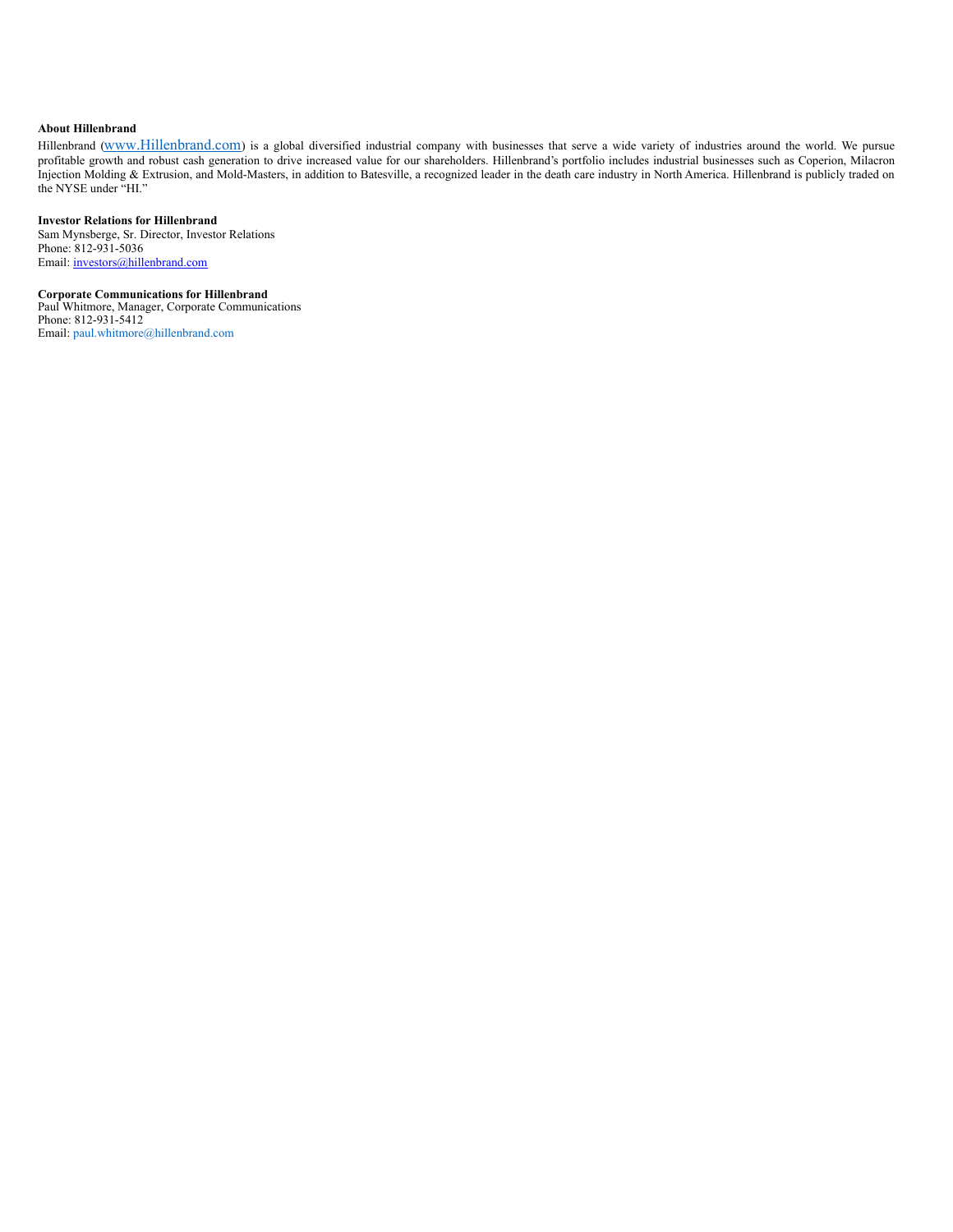**About Hillenbrand**

Hillenbrand (www.Hillenbrand.com) is a global diversified industrial company with businesses that serve a wide variety of industries around the world. We pursue profitable growth and robust cash generation to drive increased value for our shareholders. Hillenbrand's portfolio includes industrial businesses such as Coperion, Milacron Injection Molding & Extrusion, and Mold-Masters, in addition to Batesville, a recognized leader in the death care industry in North America. Hillenbrand is publicly traded on the NYSE under "HI."

**Investor Relations for Hillenbrand**
Sam Mynsberge, Sr. Director, Investor Relations
Phone: 812-931-5036
Email: investors@hillenbrand.com

**Corporate Communications for Hillenbrand**
Paul Whitmore, Manager, Corporate Communications
Phone: 812-931-5412
Email: paul.whitmore@hillenbrand.com